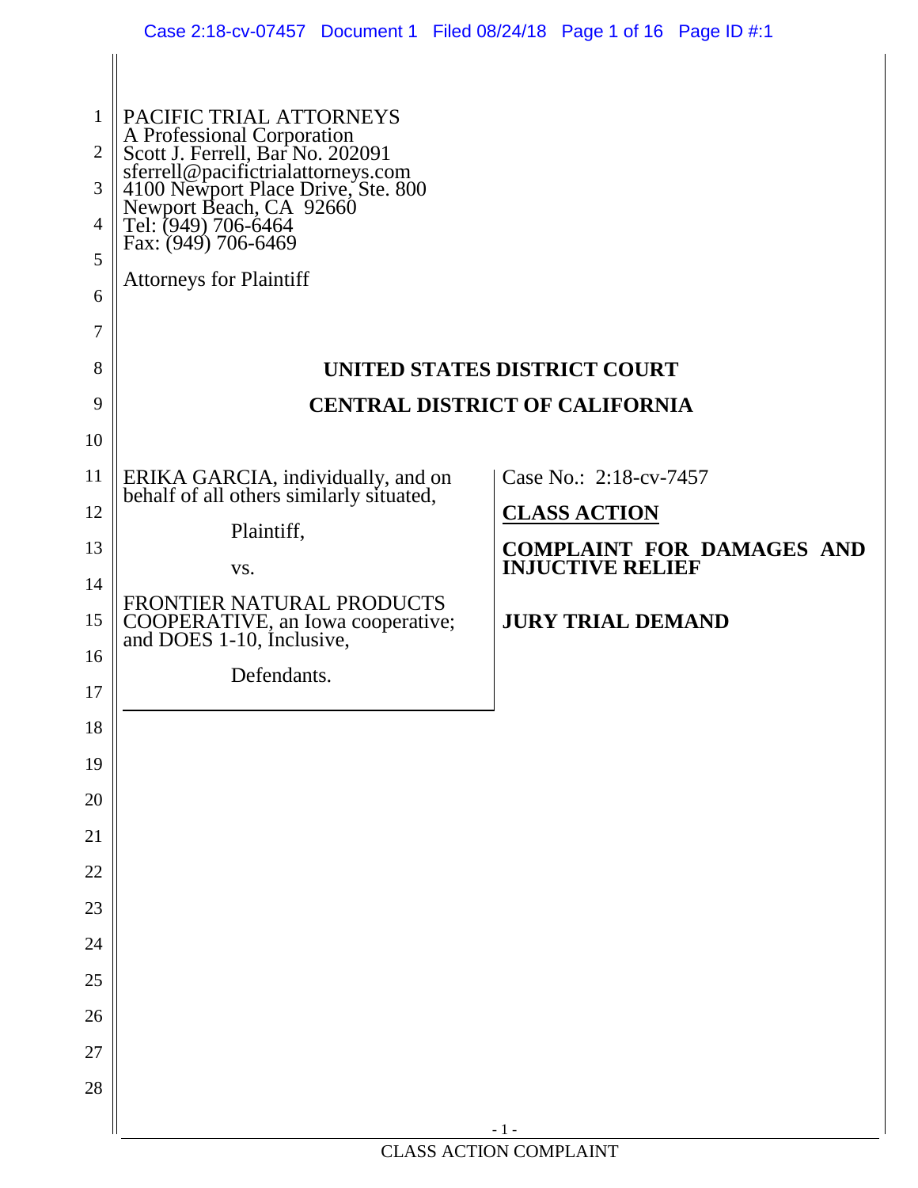PACIFIC TRIAL ATTORNEYS
A Professional Corporation
Scott J. Ferrell, Bar No. 202091
sferrell@pacifictrialattorneys.com
4100 Newport Place Drive, Ste. 800
Newport Beach, CA 92660
Tel: (949) 706-6464
Fax: (949) 706-6469

Attorneys for Plaintiff

**UNITED STATES DISTRICT COURT**

**CENTRAL DISTRICT OF CALIFORNIA**

| | |
|---|---|
| ERIKA GARCIA, individually, and on behalf of all others similarly situated,<br><br>Plaintiff,<br><br>vs.<br><br>FRONTIER NATURAL PRODUCTS COOPERATIVE, an Iowa cooperative; and DOES 1-10, Inclusive,<br><br>Defendants. | Case No.: 2:18-cv-7457<br><br>**CLASS ACTION**<br><br>**COMPLAINT FOR DAMAGES AND INJUCTIVE RELIEF**<br><br>**JURY TRIAL DEMAND** |

CLASS ACTION COMPLAINT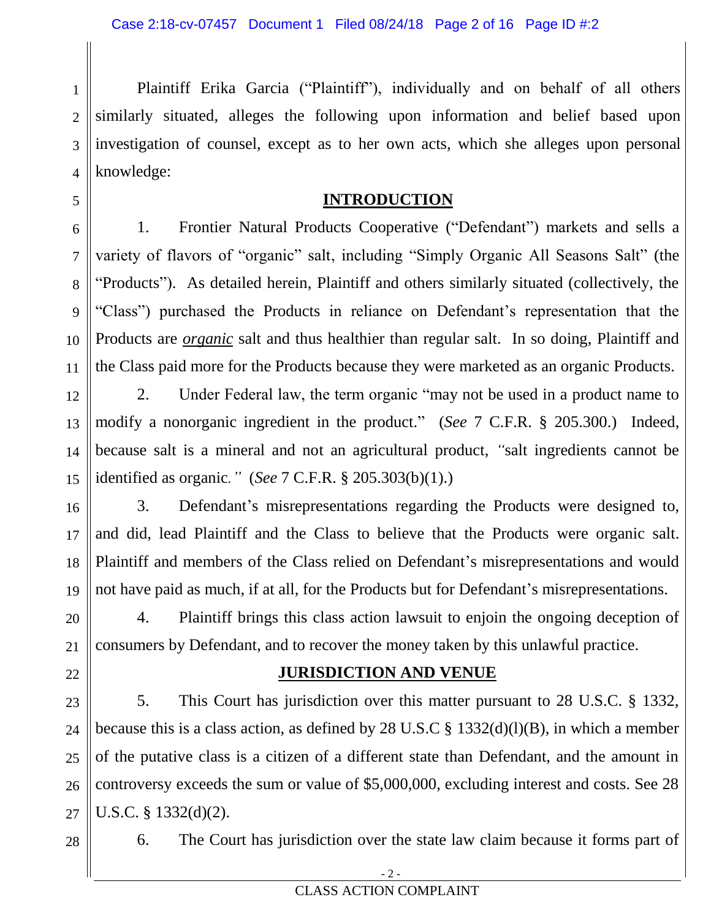Plaintiff Erika Garcia ("Plaintiff"), individually and on behalf of all others similarly situated, alleges the following upon information and belief based upon investigation of counsel, except as to her own acts, which she alleges upon personal knowledge:

## INTRODUCTION

1. Frontier Natural Products Cooperative ("Defendant") markets and sells a variety of flavors of "organic" salt, including "Simply Organic All Seasons Salt" (the "Products"). As detailed herein, Plaintiff and others similarly situated (collectively, the "Class") purchased the Products in reliance on Defendant's representation that the Products are ***organic*** salt and thus healthier than regular salt. In so doing, Plaintiff and the Class paid more for the Products because they were marketed as an organic Products.

2. Under Federal law, the term organic "may not be used in a product name to modify a nonorganic ingredient in the product." (*See* 7 C.F.R. § 205.300.) Indeed, because salt is a mineral and not an agricultural product, *"*salt ingredients cannot be identified as organic*."* (*See* 7 C.F.R. § 205.303(b)(1).)

3. Defendant's misrepresentations regarding the Products were designed to, and did, lead Plaintiff and the Class to believe that the Products were organic salt. Plaintiff and members of the Class relied on Defendant's misrepresentations and would not have paid as much, if at all, for the Products but for Defendant's misrepresentations.

4. Plaintiff brings this class action lawsuit to enjoin the ongoing deception of consumers by Defendant, and to recover the money taken by this unlawful practice.

## JURISDICTION AND VENUE

5. This Court has jurisdiction over this matter pursuant to 28 U.S.C. § 1332, because this is a class action, as defined by 28 U.S.C § 1332(d)(l)(B), in which a member of the putative class is a citizen of a different state than Defendant, and the amount in controversy exceeds the sum or value of $5,000,000, excluding interest and costs. See 28 U.S.C. § 1332(d)(2).

6. The Court has jurisdiction over the state law claim because it forms part of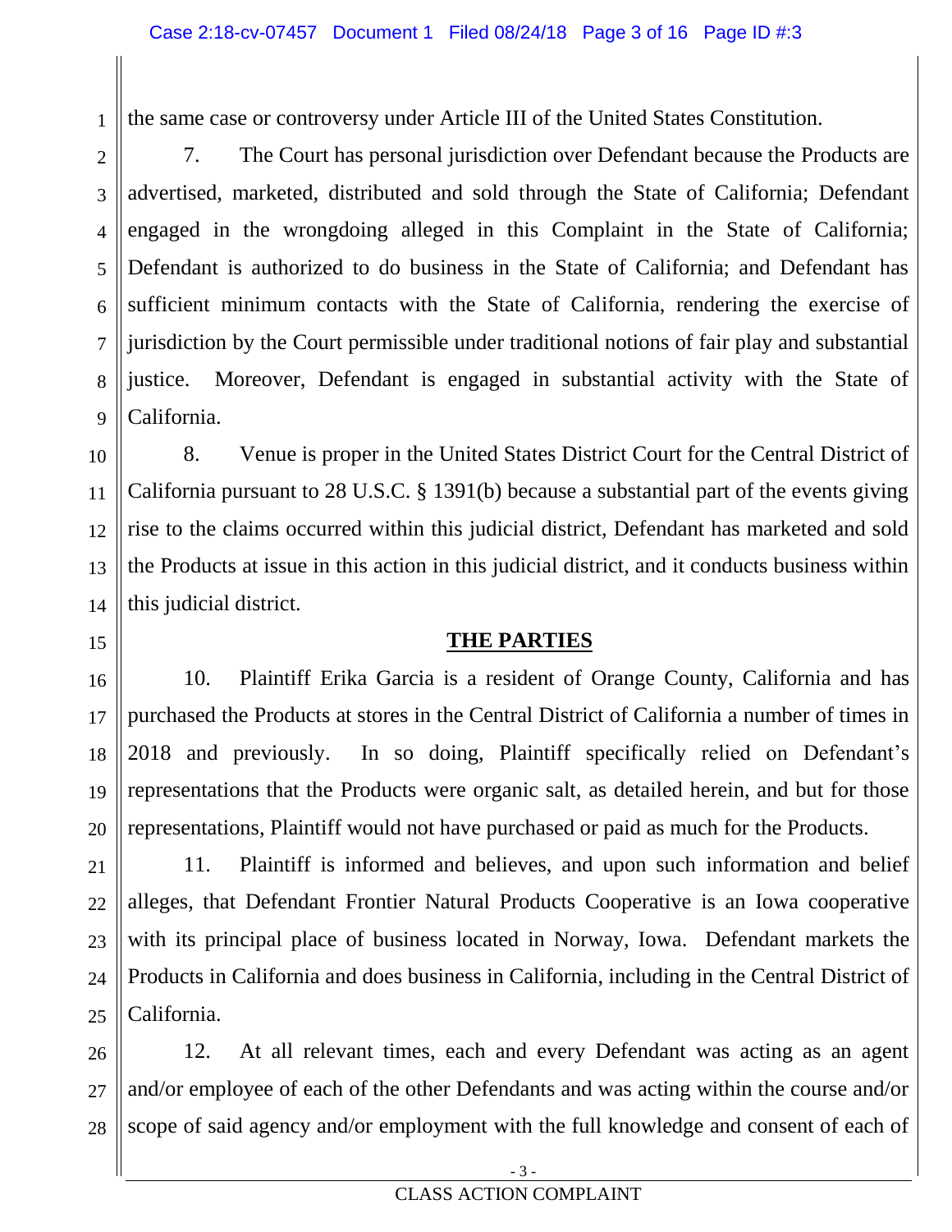the same case or controversy under Article III of the United States Constitution.

7. The Court has personal jurisdiction over Defendant because the Products are advertised, marketed, distributed and sold through the State of California; Defendant engaged in the wrongdoing alleged in this Complaint in the State of California; Defendant is authorized to do business in the State of California; and Defendant has sufficient minimum contacts with the State of California, rendering the exercise of jurisdiction by the Court permissible under traditional notions of fair play and substantial justice. Moreover, Defendant is engaged in substantial activity with the State of California.

8. Venue is proper in the United States District Court for the Central District of California pursuant to 28 U.S.C. § 1391(b) because a substantial part of the events giving rise to the claims occurred within this judicial district, Defendant has marketed and sold the Products at issue in this action in this judicial district, and it conducts business within this judicial district.

## THE PARTIES

10. Plaintiff Erika Garcia is a resident of Orange County, California and has purchased the Products at stores in the Central District of California a number of times in 2018 and previously. In so doing, Plaintiff specifically relied on Defendant's representations that the Products were organic salt, as detailed herein, and but for those representations, Plaintiff would not have purchased or paid as much for the Products.

11. Plaintiff is informed and believes, and upon such information and belief alleges, that Defendant Frontier Natural Products Cooperative is an Iowa cooperative with its principal place of business located in Norway, Iowa. Defendant markets the Products in California and does business in California, including in the Central District of California.

12. At all relevant times, each and every Defendant was acting as an agent and/or employee of each of the other Defendants and was acting within the course and/or scope of said agency and/or employment with the full knowledge and consent of each of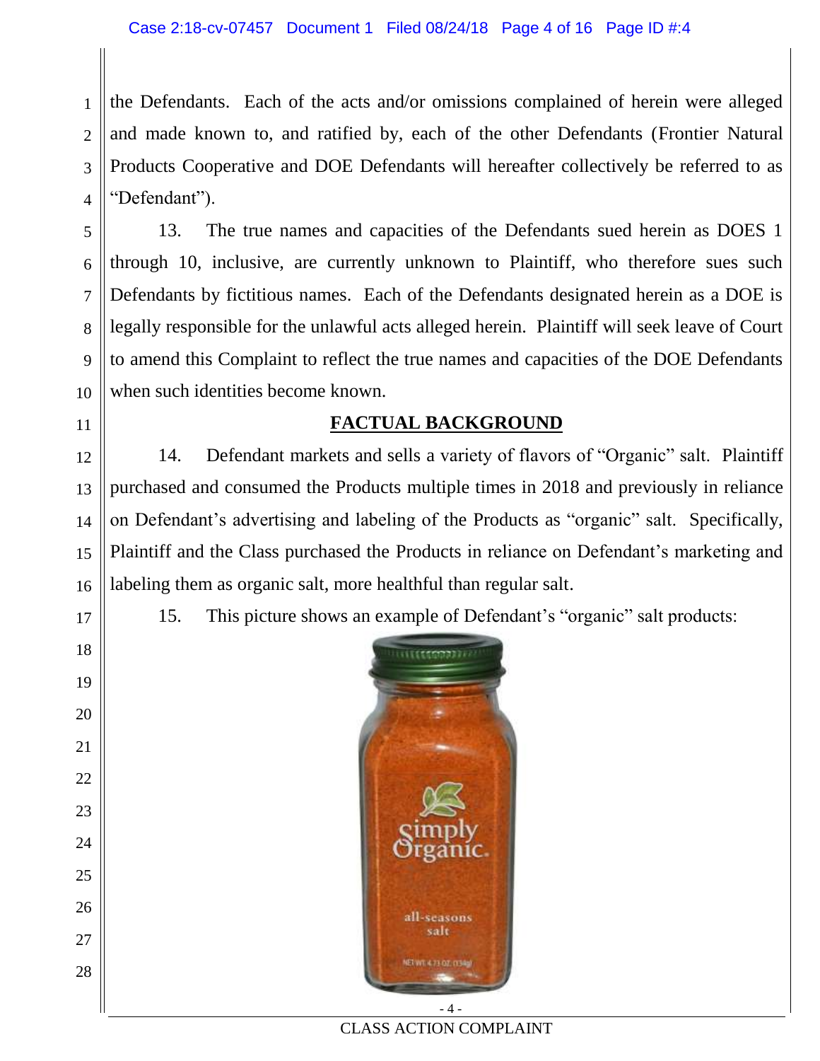the Defendants. Each of the acts and/or omissions complained of herein were alleged and made known to, and ratified by, each of the other Defendants (Frontier Natural Products Cooperative and DOE Defendants will hereafter collectively be referred to as "Defendant").

13. The true names and capacities of the Defendants sued herein as DOES 1 through 10, inclusive, are currently unknown to Plaintiff, who therefore sues such Defendants by fictitious names. Each of the Defendants designated herein as a DOE is legally responsible for the unlawful acts alleged herein. Plaintiff will seek leave of Court to amend this Complaint to reflect the true names and capacities of the DOE Defendants when such identities become known.

## FACTUAL BACKGROUND

14. Defendant markets and sells a variety of flavors of "Organic" salt. Plaintiff purchased and consumed the Products multiple times in 2018 and previously in reliance on Defendant's advertising and labeling of the Products as "organic" salt. Specifically, Plaintiff and the Class purchased the Products in reliance on Defendant's marketing and labeling them as organic salt, more healthful than regular salt.

15. This picture shows an example of Defendant's "organic" salt products: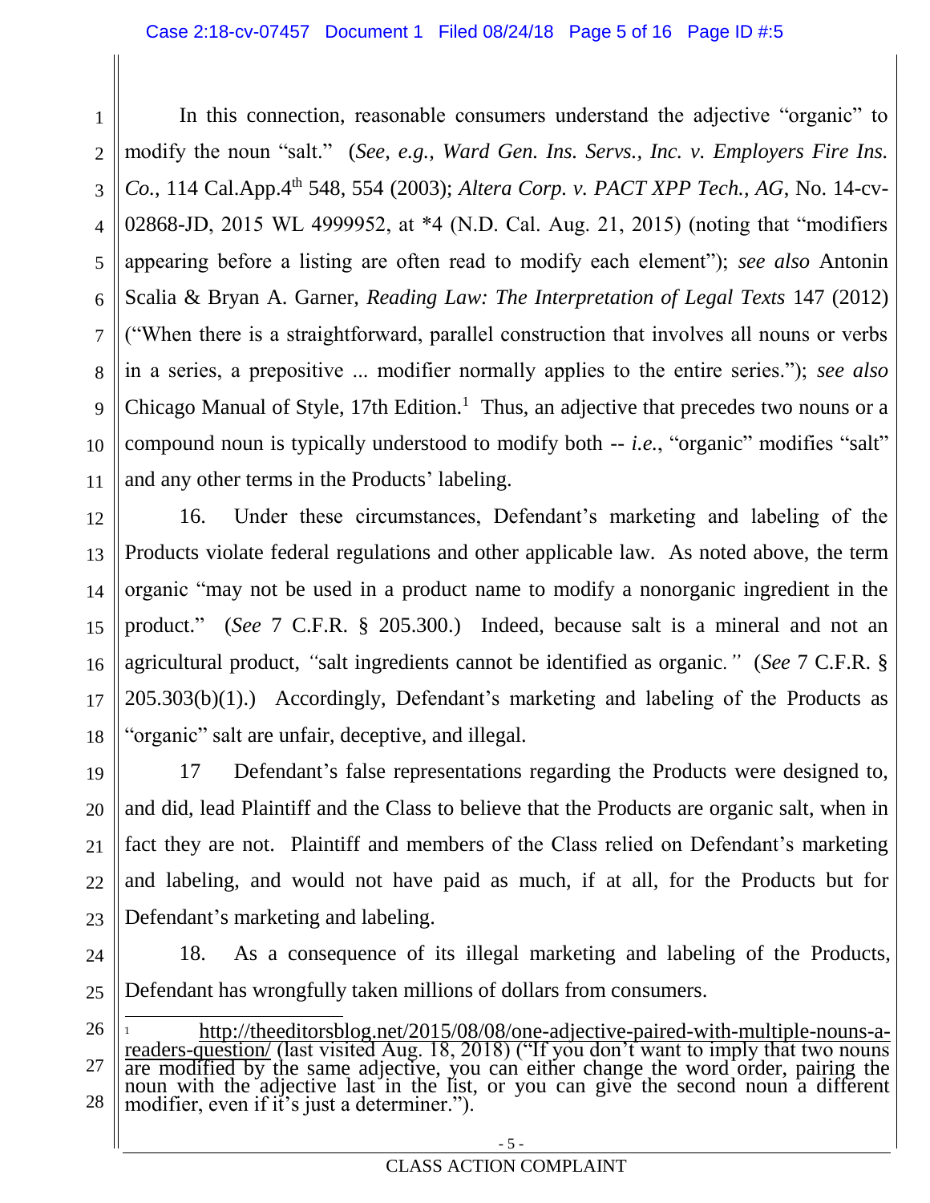In this connection, reasonable consumers understand the adjective "organic" to modify the noun "salt." (*See, e.g., Ward Gen. Ins. Servs., Inc. v. Employers Fire Ins. Co.*, 114 Cal.App.4th 548, 554 (2003); *Altera Corp. v. PACT XPP Tech., AG*, No. 14-cv-02868-JD, 2015 WL 4999952, at *4 (N.D. Cal. Aug. 21, 2015) (noting that "modifiers appearing before a listing are often read to modify each element"); *see also* Antonin Scalia & Bryan A. Garner, *Reading Law: The Interpretation of Legal Texts* 147 (2012) ("When there is a straightforward, parallel construction that involves all nouns or verbs in a series, a prepositive ... modifier normally applies to the entire series."); *see also* Chicago Manual of Style, 17th Edition.[1] Thus, an adjective that precedes two nouns or a compound noun is typically understood to modify both -- *i.e.*, "organic" modifies "salt" and any other terms in the Products' labeling.

16. Under these circumstances, Defendant's marketing and labeling of the Products violate federal regulations and other applicable law. As noted above, the term organic "may not be used in a product name to modify a nonorganic ingredient in the product." (*See* 7 C.F.R. § 205.300.) Indeed, because salt is a mineral and not an agricultural product, *"*salt ingredients cannot be identified as organic*."* (*See* 7 C.F.R. § 205.303(b)(1).) Accordingly, Defendant's marketing and labeling of the Products as "organic" salt are unfair, deceptive, and illegal.

17 Defendant's false representations regarding the Products were designed to, and did, lead Plaintiff and the Class to believe that the Products are organic salt, when in fact they are not. Plaintiff and members of the Class relied on Defendant's marketing and labeling, and would not have paid as much, if at all, for the Products but for Defendant's marketing and labeling.

18. As a consequence of its illegal marketing and labeling of the Products, Defendant has wrongfully taken millions of dollars from consumers.

---

[1] http://theeditorsblog.net/2015/08/08/one-adjective-paired-with-multiple-nouns-a-readers-question/ (last visited Aug. 18, 2018) ("If you don't want to imply that two nouns are modified by the same adjective, you can either change the word order, pairing the noun with the adjective last in the list, or you can give the second noun a different modifier, even if it's just a determiner.").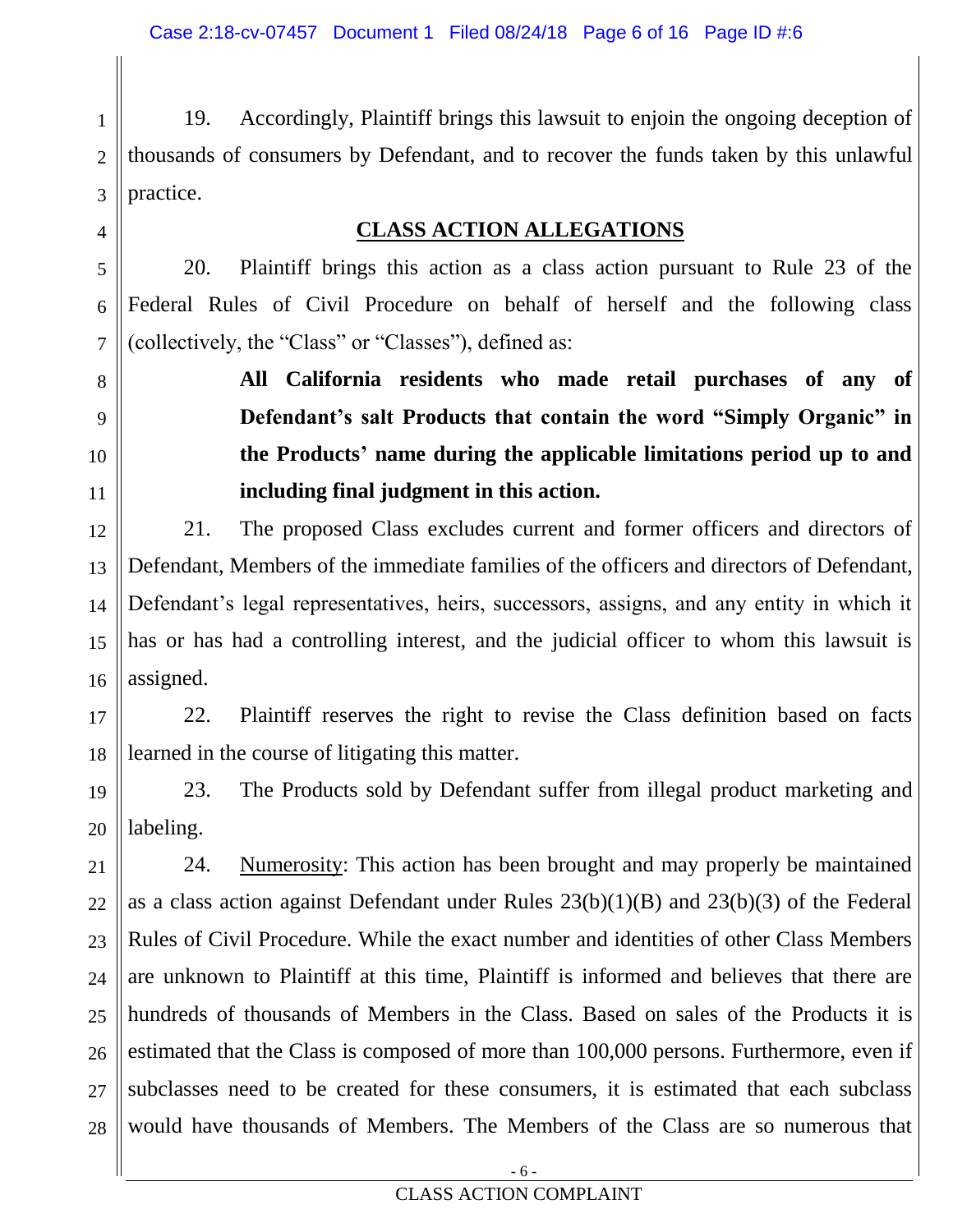19. Accordingly, Plaintiff brings this lawsuit to enjoin the ongoing deception of thousands of consumers by Defendant, and to recover the funds taken by this unlawful practice.

## CLASS ACTION ALLEGATIONS

20. Plaintiff brings this action as a class action pursuant to Rule 23 of the Federal Rules of Civil Procedure on behalf of herself and the following class (collectively, the "Class" or "Classes"), defined as:

> **All California residents who made retail purchases of any of Defendant's salt Products that contain the word "Simply Organic" in the Products' name during the applicable limitations period up to and including final judgment in this action.**

21. The proposed Class excludes current and former officers and directors of Defendant, Members of the immediate families of the officers and directors of Defendant, Defendant's legal representatives, heirs, successors, assigns, and any entity in which it has or has had a controlling interest, and the judicial officer to whom this lawsuit is assigned.

22. Plaintiff reserves the right to revise the Class definition based on facts learned in the course of litigating this matter.

23. The Products sold by Defendant suffer from illegal product marketing and labeling.

24. Numerosity: This action has been brought and may properly be maintained as a class action against Defendant under Rules 23(b)(1)(B) and 23(b)(3) of the Federal Rules of Civil Procedure. While the exact number and identities of other Class Members are unknown to Plaintiff at this time, Plaintiff is informed and believes that there are hundreds of thousands of Members in the Class. Based on sales of the Products it is estimated that the Class is composed of more than 100,000 persons. Furthermore, even if subclasses need to be created for these consumers, it is estimated that each subclass would have thousands of Members. The Members of the Class are so numerous that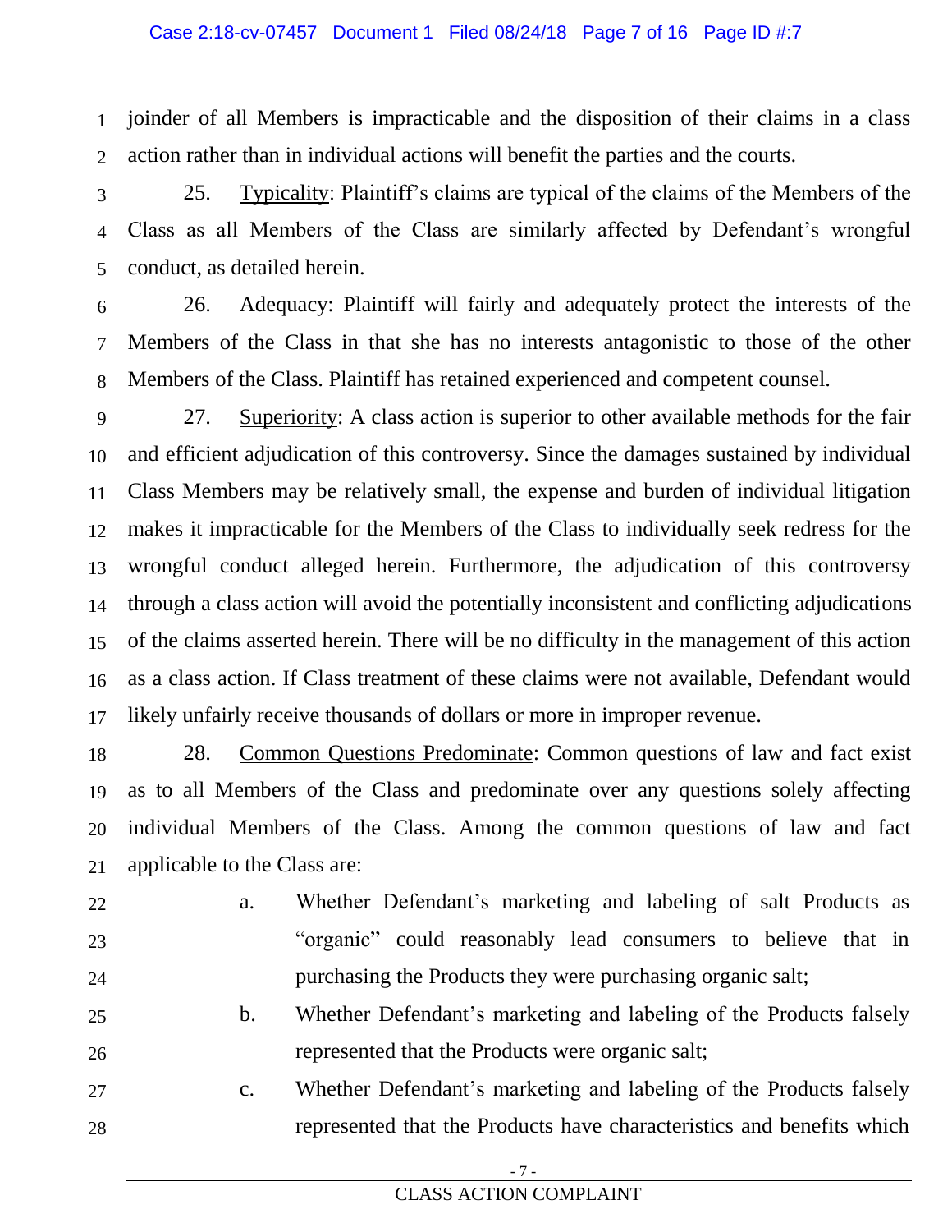joinder of all Members is impracticable and the disposition of their claims in a class action rather than in individual actions will benefit the parties and the courts.

25. Typicality: Plaintiff's claims are typical of the claims of the Members of the Class as all Members of the Class are similarly affected by Defendant's wrongful conduct, as detailed herein.

26. Adequacy: Plaintiff will fairly and adequately protect the interests of the Members of the Class in that she has no interests antagonistic to those of the other Members of the Class. Plaintiff has retained experienced and competent counsel.

27. Superiority: A class action is superior to other available methods for the fair and efficient adjudication of this controversy. Since the damages sustained by individual Class Members may be relatively small, the expense and burden of individual litigation makes it impracticable for the Members of the Class to individually seek redress for the wrongful conduct alleged herein. Furthermore, the adjudication of this controversy through a class action will avoid the potentially inconsistent and conflicting adjudications of the claims asserted herein. There will be no difficulty in the management of this action as a class action. If Class treatment of these claims were not available, Defendant would likely unfairly receive thousands of dollars or more in improper revenue.

28. Common Questions Predominate: Common questions of law and fact exist as to all Members of the Class and predominate over any questions solely affecting individual Members of the Class. Among the common questions of law and fact applicable to the Class are:

a. Whether Defendant's marketing and labeling of salt Products as "organic" could reasonably lead consumers to believe that in purchasing the Products they were purchasing organic salt;

b. Whether Defendant's marketing and labeling of the Products falsely represented that the Products were organic salt;

c. Whether Defendant's marketing and labeling of the Products falsely represented that the Products have characteristics and benefits which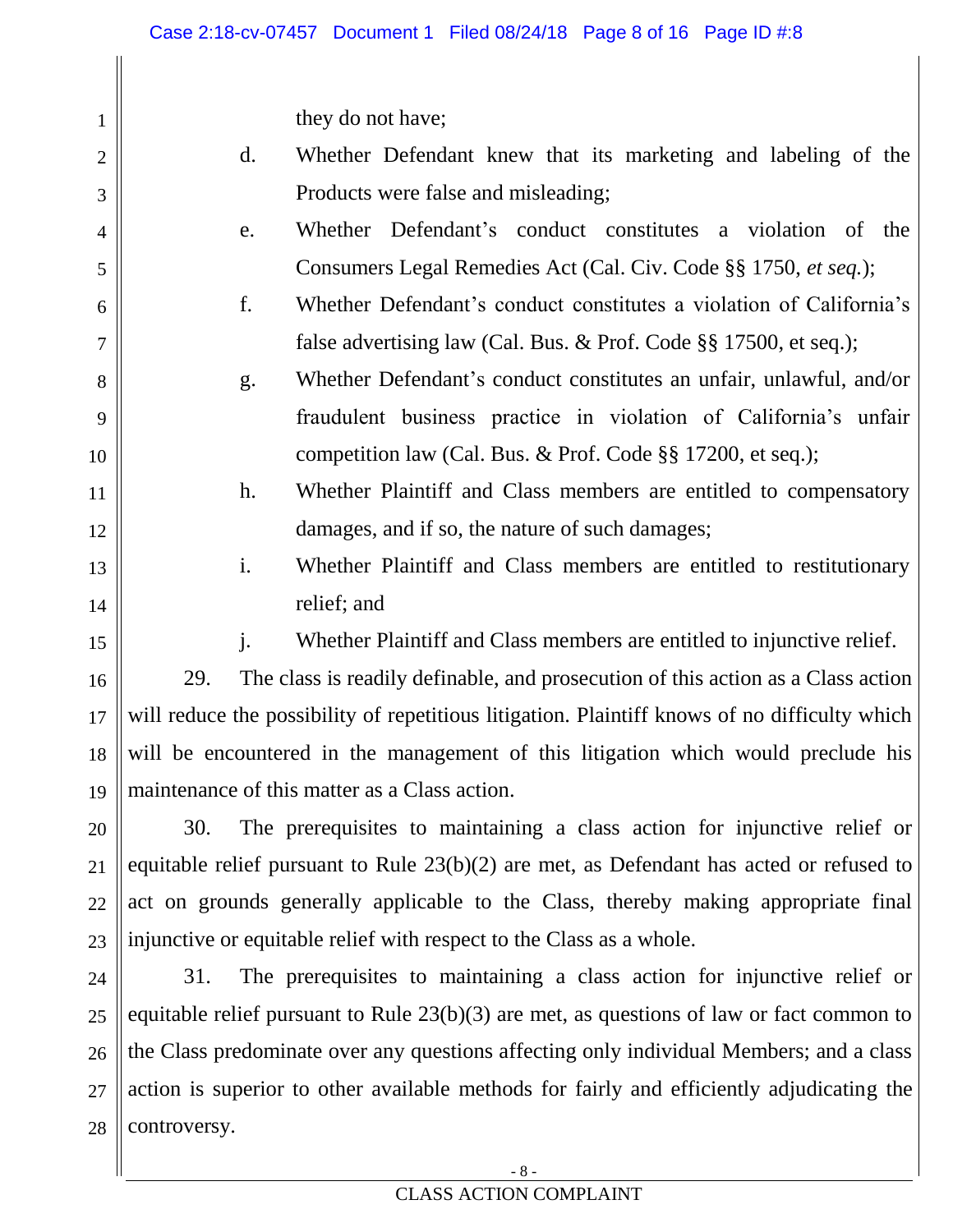they do not have;

d. Whether Defendant knew that its marketing and labeling of the Products were false and misleading;

e. Whether Defendant's conduct constitutes a violation of the Consumers Legal Remedies Act (Cal. Civ. Code §§ 1750, *et seq.*);

f. Whether Defendant's conduct constitutes a violation of California's false advertising law (Cal. Bus. & Prof. Code §§ 17500, et seq.);

g. Whether Defendant's conduct constitutes an unfair, unlawful, and/or fraudulent business practice in violation of California's unfair competition law (Cal. Bus. & Prof. Code §§ 17200, et seq.);

h. Whether Plaintiff and Class members are entitled to compensatory damages, and if so, the nature of such damages;

i. Whether Plaintiff and Class members are entitled to restitutionary relief; and

j. Whether Plaintiff and Class members are entitled to injunctive relief.

29. The class is readily definable, and prosecution of this action as a Class action will reduce the possibility of repetitious litigation. Plaintiff knows of no difficulty which will be encountered in the management of this litigation which would preclude his maintenance of this matter as a Class action.

30. The prerequisites to maintaining a class action for injunctive relief or equitable relief pursuant to Rule 23(b)(2) are met, as Defendant has acted or refused to act on grounds generally applicable to the Class, thereby making appropriate final injunctive or equitable relief with respect to the Class as a whole.

31. The prerequisites to maintaining a class action for injunctive relief or equitable relief pursuant to Rule 23(b)(3) are met, as questions of law or fact common to the Class predominate over any questions affecting only individual Members; and a class action is superior to other available methods for fairly and efficiently adjudicating the controversy.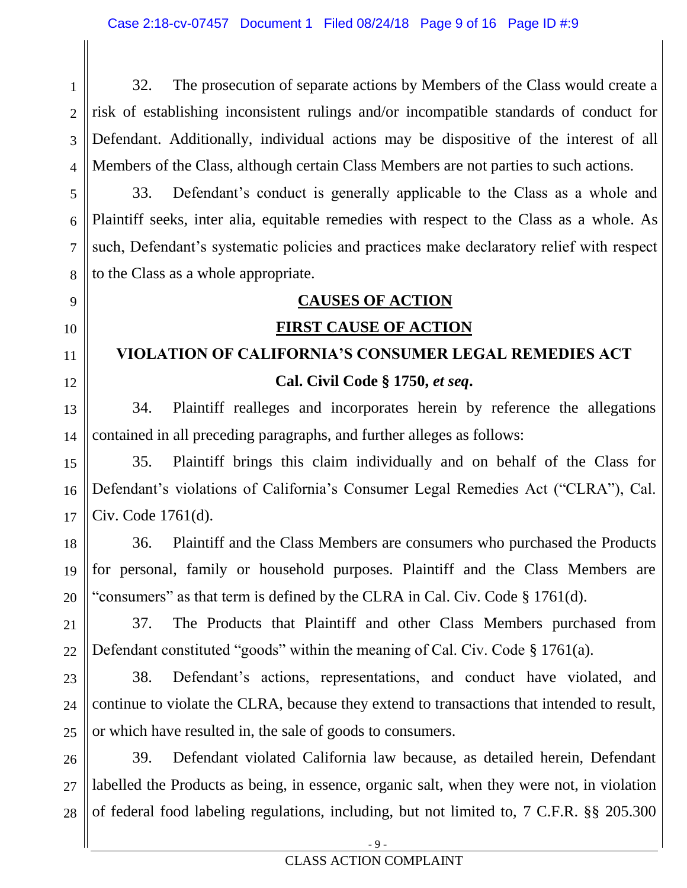32. The prosecution of separate actions by Members of the Class would create a risk of establishing inconsistent rulings and/or incompatible standards of conduct for Defendant. Additionally, individual actions may be dispositive of the interest of all Members of the Class, although certain Class Members are not parties to such actions.

33. Defendant's conduct is generally applicable to the Class as a whole and Plaintiff seeks, inter alia, equitable remedies with respect to the Class as a whole. As such, Defendant's systematic policies and practices make declaratory relief with respect to the Class as a whole appropriate.

## CAUSES OF ACTION

## FIRST CAUSE OF ACTION

### VIOLATION OF CALIFORNIA'S CONSUMER LEGAL REMEDIES ACT

### Cal. Civil Code § 1750, *et seq*.

34. Plaintiff realleges and incorporates herein by reference the allegations contained in all preceding paragraphs, and further alleges as follows:

35. Plaintiff brings this claim individually and on behalf of the Class for Defendant's violations of California's Consumer Legal Remedies Act ("CLRA"), Cal. Civ. Code 1761(d).

36. Plaintiff and the Class Members are consumers who purchased the Products for personal, family or household purposes. Plaintiff and the Class Members are "consumers" as that term is defined by the CLRA in Cal. Civ. Code § 1761(d).

37. The Products that Plaintiff and other Class Members purchased from Defendant constituted "goods" within the meaning of Cal. Civ. Code § 1761(a).

38. Defendant's actions, representations, and conduct have violated, and continue to violate the CLRA, because they extend to transactions that intended to result, or which have resulted in, the sale of goods to consumers.

39. Defendant violated California law because, as detailed herein, Defendant labelled the Products as being, in essence, organic salt, when they were not, in violation of federal food labeling regulations, including, but not limited to, 7 C.F.R. §§ 205.300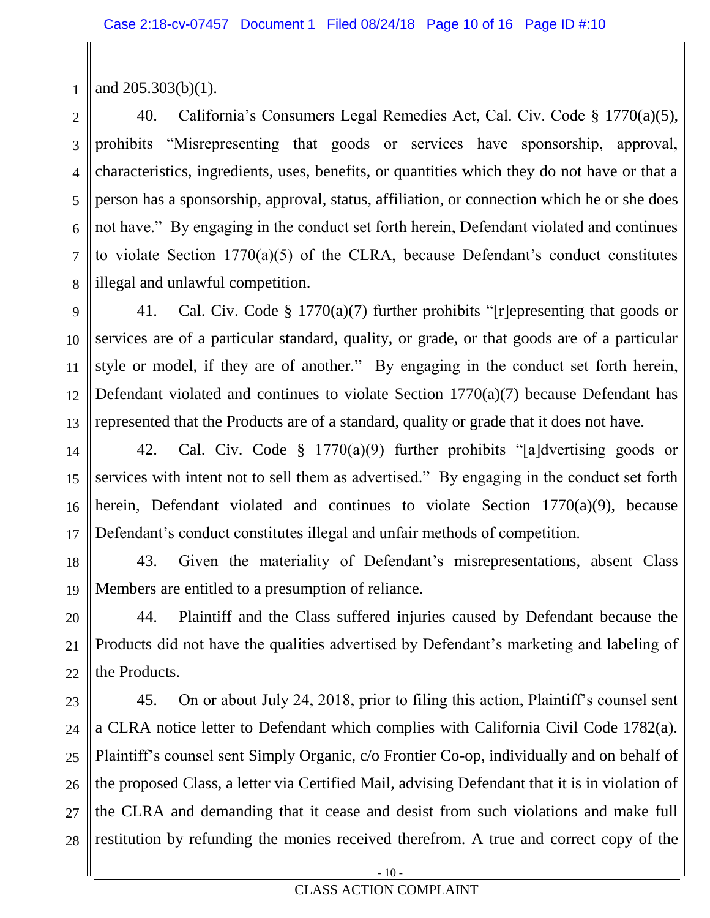and 205.303(b)(1).

40. California's Consumers Legal Remedies Act, Cal. Civ. Code § 1770(a)(5), prohibits "Misrepresenting that goods or services have sponsorship, approval, characteristics, ingredients, uses, benefits, or quantities which they do not have or that a person has a sponsorship, approval, status, affiliation, or connection which he or she does not have." By engaging in the conduct set forth herein, Defendant violated and continues to violate Section 1770(a)(5) of the CLRA, because Defendant's conduct constitutes illegal and unlawful competition.

41. Cal. Civ. Code § 1770(a)(7) further prohibits "[r]epresenting that goods or services are of a particular standard, quality, or grade, or that goods are of a particular style or model, if they are of another." By engaging in the conduct set forth herein, Defendant violated and continues to violate Section 1770(a)(7) because Defendant has represented that the Products are of a standard, quality or grade that it does not have.

42. Cal. Civ. Code § 1770(a)(9) further prohibits "[a]dvertising goods or services with intent not to sell them as advertised." By engaging in the conduct set forth herein, Defendant violated and continues to violate Section 1770(a)(9), because Defendant's conduct constitutes illegal and unfair methods of competition.

43. Given the materiality of Defendant's misrepresentations, absent Class Members are entitled to a presumption of reliance.

44. Plaintiff and the Class suffered injuries caused by Defendant because the Products did not have the qualities advertised by Defendant's marketing and labeling of the Products.

45. On or about July 24, 2018, prior to filing this action, Plaintiff's counsel sent a CLRA notice letter to Defendant which complies with California Civil Code 1782(a). Plaintiff's counsel sent Simply Organic, c/o Frontier Co-op, individually and on behalf of the proposed Class, a letter via Certified Mail, advising Defendant that it is in violation of the CLRA and demanding that it cease and desist from such violations and make full restitution by refunding the monies received therefrom. A true and correct copy of the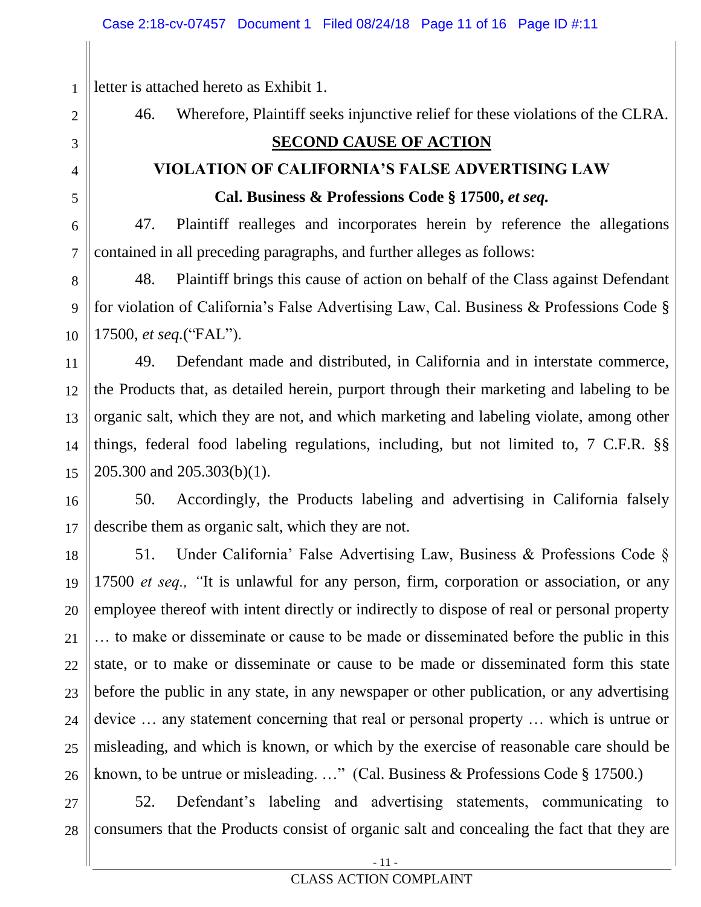letter is attached hereto as Exhibit 1.

46. Wherefore, Plaintiff seeks injunctive relief for these violations of the CLRA.

## SECOND CAUSE OF ACTION

### VIOLATION OF CALIFORNIA'S FALSE ADVERTISING LAW

### Cal. Business & Professions Code § 17500, *et seq.*

47. Plaintiff realleges and incorporates herein by reference the allegations contained in all preceding paragraphs, and further alleges as follows:

48. Plaintiff brings this cause of action on behalf of the Class against Defendant for violation of California's False Advertising Law, Cal. Business & Professions Code § 17500, *et seq.*("FAL").

49. Defendant made and distributed, in California and in interstate commerce, the Products that, as detailed herein, purport through their marketing and labeling to be organic salt, which they are not, and which marketing and labeling violate, among other things, federal food labeling regulations, including, but not limited to, 7 C.F.R. §§ 205.300 and 205.303(b)(1).

50. Accordingly, the Products labeling and advertising in California falsely describe them as organic salt, which they are not.

51. Under California' False Advertising Law, Business & Professions Code § 17500 *et seq., "*It is unlawful for any person, firm, corporation or association, or any employee thereof with intent directly or indirectly to dispose of real or personal property … to make or disseminate or cause to be made or disseminated before the public in this state, or to make or disseminate or cause to be made or disseminated form this state before the public in any state, in any newspaper or other publication, or any advertising device … any statement concerning that real or personal property … which is untrue or misleading, and which is known, or which by the exercise of reasonable care should be known, to be untrue or misleading. …" (Cal. Business & Professions Code § 17500.)

52. Defendant's labeling and advertising statements, communicating to consumers that the Products consist of organic salt and concealing the fact that they are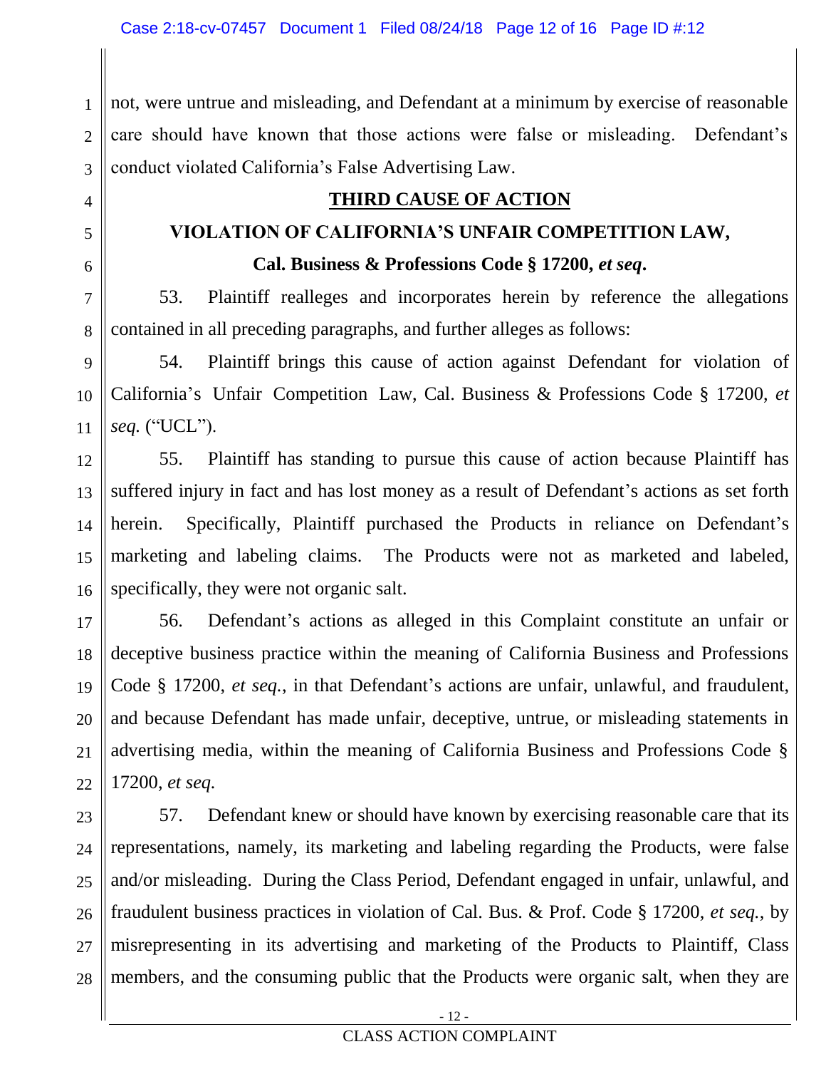not, were untrue and misleading, and Defendant at a minimum by exercise of reasonable care should have known that those actions were false or misleading. Defendant's conduct violated California's False Advertising Law.

**THIRD CAUSE OF ACTION**

**VIOLATION OF CALIFORNIA'S UNFAIR COMPETITION LAW,**

**Cal. Business & Professions Code § 17200, *et seq*.**

53. Plaintiff realleges and incorporates herein by reference the allegations contained in all preceding paragraphs, and further alleges as follows:

54. Plaintiff brings this cause of action against Defendant for violation of California's Unfair Competition Law, Cal. Business & Professions Code § 17200, *et seq.* ("UCL").

55. Plaintiff has standing to pursue this cause of action because Plaintiff has suffered injury in fact and has lost money as a result of Defendant's actions as set forth herein. Specifically, Plaintiff purchased the Products in reliance on Defendant's marketing and labeling claims. The Products were not as marketed and labeled, specifically, they were not organic salt.

56. Defendant's actions as alleged in this Complaint constitute an unfair or deceptive business practice within the meaning of California Business and Professions Code § 17200, *et seq.*, in that Defendant's actions are unfair, unlawful, and fraudulent, and because Defendant has made unfair, deceptive, untrue, or misleading statements in advertising media, within the meaning of California Business and Professions Code § 17200, *et seq.*

57. Defendant knew or should have known by exercising reasonable care that its representations, namely, its marketing and labeling regarding the Products, were false and/or misleading. During the Class Period, Defendant engaged in unfair, unlawful, and fraudulent business practices in violation of Cal. Bus. & Prof. Code § 17200, *et seq.*, by misrepresenting in its advertising and marketing of the Products to Plaintiff, Class members, and the consuming public that the Products were organic salt, when they are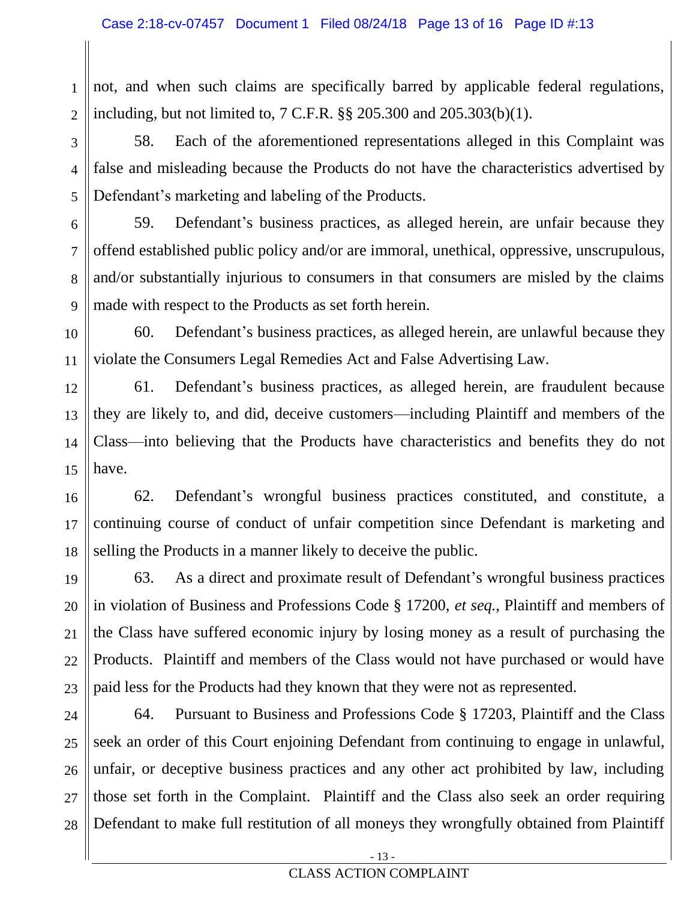not, and when such claims are specifically barred by applicable federal regulations, including, but not limited to, 7 C.F.R. §§ 205.300 and 205.303(b)(1).

58. Each of the aforementioned representations alleged in this Complaint was false and misleading because the Products do not have the characteristics advertised by Defendant's marketing and labeling of the Products.

59. Defendant's business practices, as alleged herein, are unfair because they offend established public policy and/or are immoral, unethical, oppressive, unscrupulous, and/or substantially injurious to consumers in that consumers are misled by the claims made with respect to the Products as set forth herein.

60. Defendant's business practices, as alleged herein, are unlawful because they violate the Consumers Legal Remedies Act and False Advertising Law.

61. Defendant's business practices, as alleged herein, are fraudulent because they are likely to, and did, deceive customers—including Plaintiff and members of the Class—into believing that the Products have characteristics and benefits they do not have.

62. Defendant's wrongful business practices constituted, and constitute, a continuing course of conduct of unfair competition since Defendant is marketing and selling the Products in a manner likely to deceive the public.

63. As a direct and proximate result of Defendant's wrongful business practices in violation of Business and Professions Code § 17200, *et seq.*, Plaintiff and members of the Class have suffered economic injury by losing money as a result of purchasing the Products. Plaintiff and members of the Class would not have purchased or would have paid less for the Products had they known that they were not as represented.

64. Pursuant to Business and Professions Code § 17203, Plaintiff and the Class seek an order of this Court enjoining Defendant from continuing to engage in unlawful, unfair, or deceptive business practices and any other act prohibited by law, including those set forth in the Complaint. Plaintiff and the Class also seek an order requiring Defendant to make full restitution of all moneys they wrongfully obtained from Plaintiff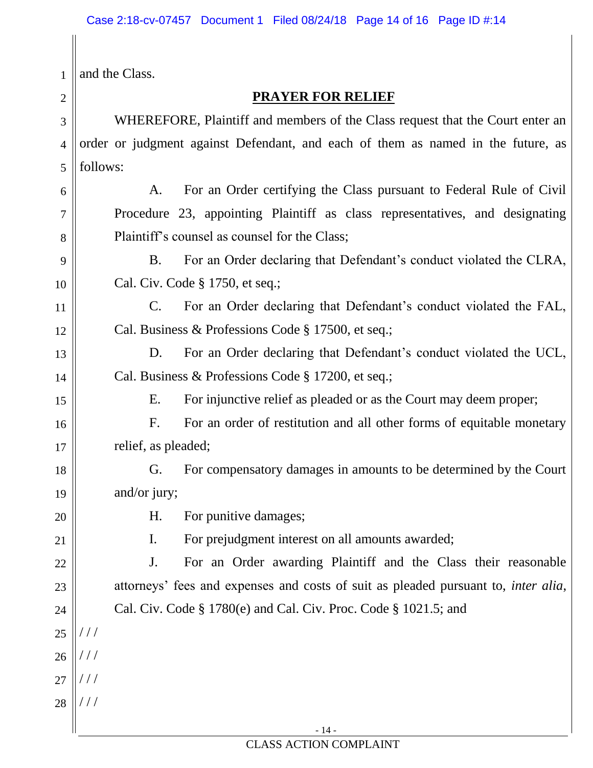and the Class.

## PRAYER FOR RELIEF

WHEREFORE, Plaintiff and members of the Class request that the Court enter an order or judgment against Defendant, and each of them as named in the future, as follows:

A. For an Order certifying the Class pursuant to Federal Rule of Civil Procedure 23, appointing Plaintiff as class representatives, and designating Plaintiff's counsel as counsel for the Class;

B. For an Order declaring that Defendant's conduct violated the CLRA, Cal. Civ. Code § 1750, et seq.;

C. For an Order declaring that Defendant's conduct violated the FAL, Cal. Business & Professions Code § 17500, et seq.;

D. For an Order declaring that Defendant's conduct violated the UCL, Cal. Business & Professions Code § 17200, et seq.;

E. For injunctive relief as pleaded or as the Court may deem proper;

F. For an order of restitution and all other forms of equitable monetary relief, as pleaded;

G. For compensatory damages in amounts to be determined by the Court and/or jury;

H. For punitive damages;

I. For prejudgment interest on all amounts awarded;

J. For an Order awarding Plaintiff and the Class their reasonable attorneys' fees and expenses and costs of suit as pleaded pursuant to, *inter alia*, Cal. Civ. Code § 1780(e) and Cal. Civ. Proc. Code § 1021.5; and

/ / /

/ / /

/ / /

/ / /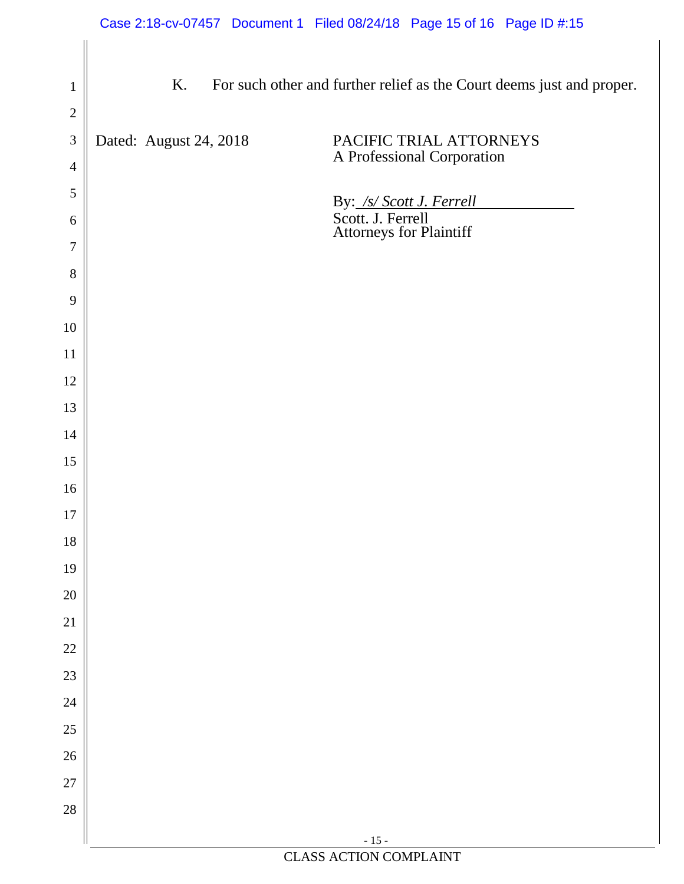K. For such other and further relief as the Court deems just and proper.

Dated: August 24, 2018

PACIFIC TRIAL ATTORNEYS
A Professional Corporation

By: */s/ Scott J. Ferrell*
Scott. J. Ferrell
Attorneys for Plaintiff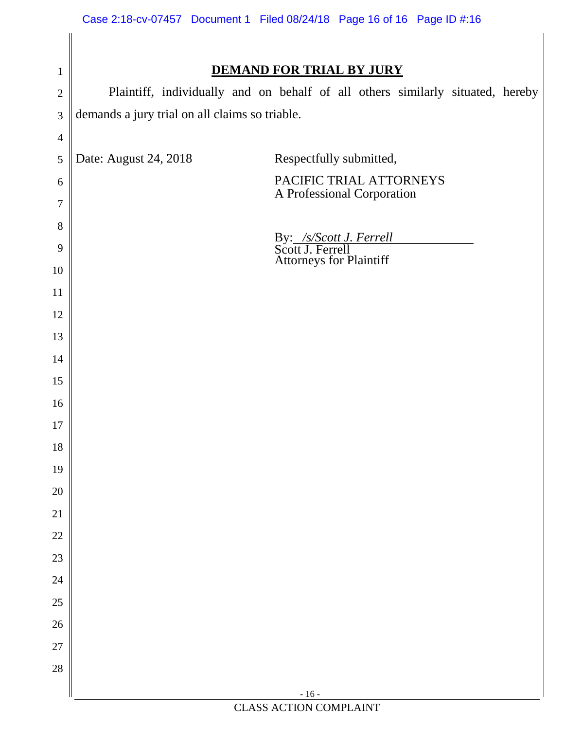## DEMAND FOR TRIAL BY JURY

Plaintiff, individually and on behalf of all others similarly situated, hereby demands a jury trial on all claims so triable.

Date: August 24, 2018

Respectfully submitted,

PACIFIC TRIAL ATTORNEYS
A Professional Corporation

By: */s/Scott J. Ferrell*
Scott J. Ferrell
Attorneys for Plaintiff

CLASS ACTION COMPLAINT